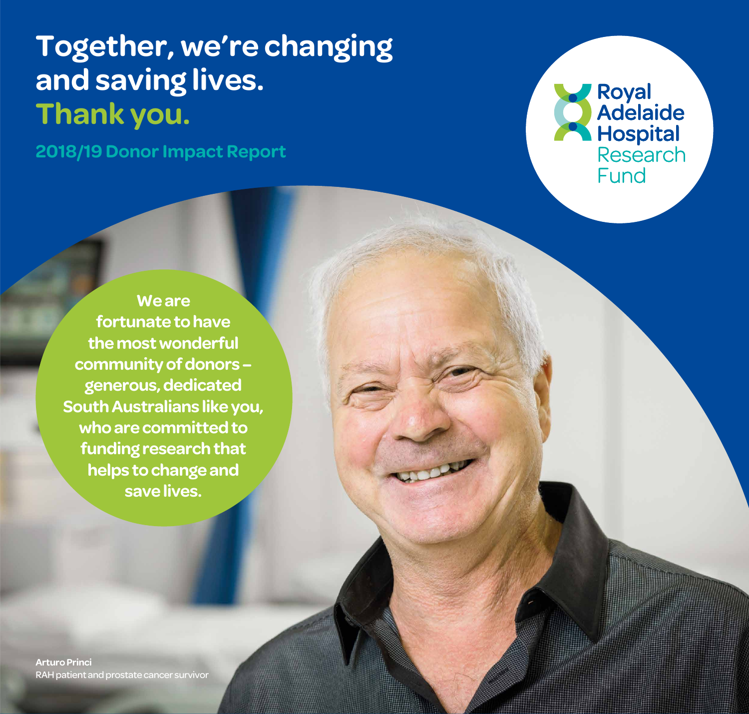# Together, we're changing and saving lives.

# Thank you.

## 2018/19 Donor Impact Report

Royal Adelaide Hospital Research Fund

**We are fortunate to have the most wonderful community of donors – generous, dedicated South Australians like you, who are committed to funding research that helps to change and save lives.**

**Arturo Princi**
RAH patient and prostate cancer survivor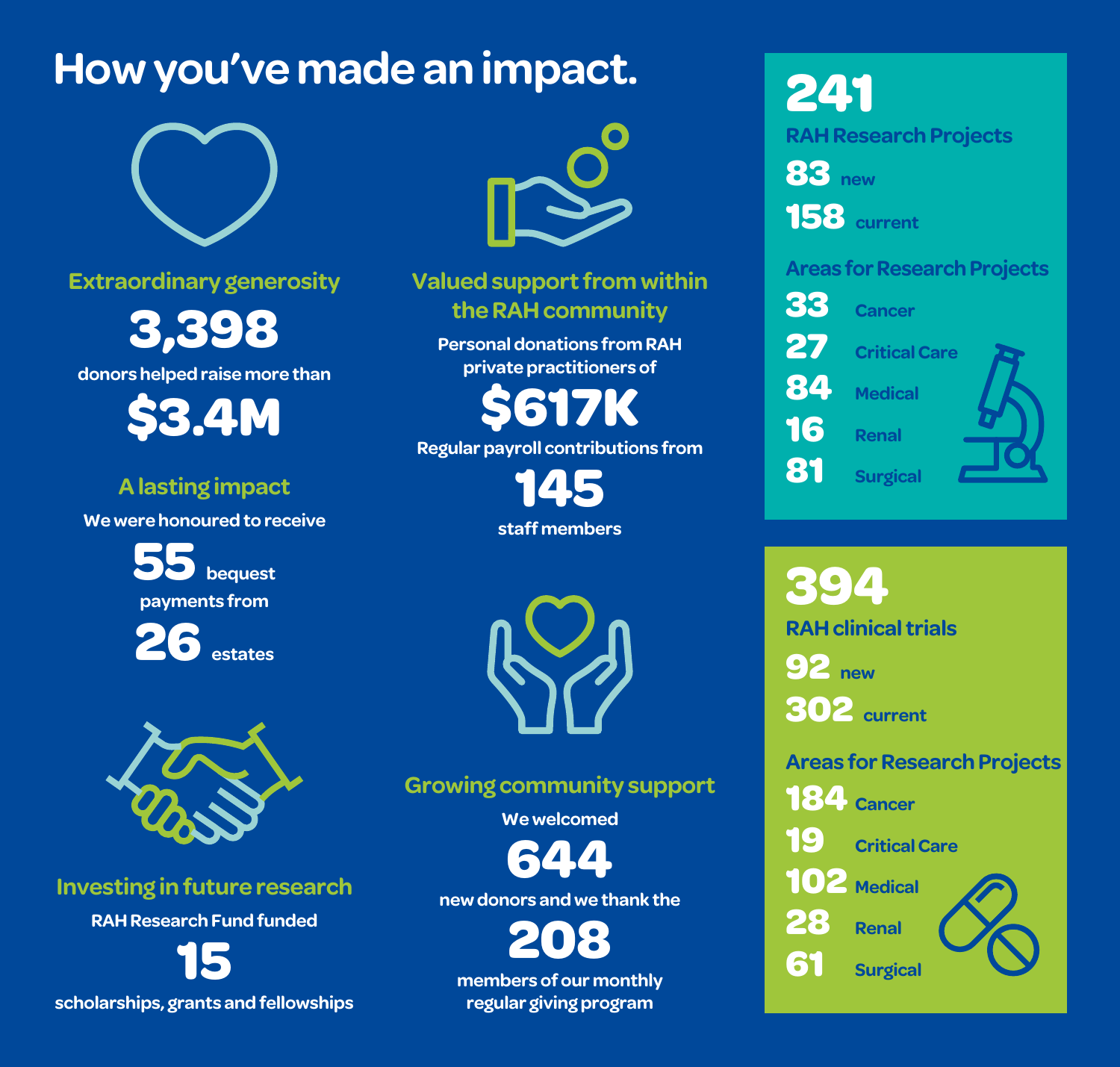# How you've made an impact.

### Extraordinary generosity

**3,398**

donors helped raise more than

**$3.4M**

### A lasting impact

We were honoured to receive

**55** bequest payments from

**26** estates

### Investing in future research

RAH Research Fund funded

**15**

scholarships, grants and fellowships

### Valued support from within the RAH community

Personal donations from RAH private practitioners of

**$617K**

Regular payroll contributions from

**145**

staff members

### Growing community support

We welcomed

**644**

new donors and we thank the

**208**

members of our monthly regular giving program

## 241 RAH Research Projects

**83** new

**158** current

### Areas for Research Projects

| | |
|---|---|
| 33 | Cancer |
| 27 | Critical Care |
| 84 | Medical |
| 16 | Renal |
| 81 | Surgical |

## 394 RAH clinical trials

**92** new

**302** current

### Areas for Research Projects

| | |
|---|---|
| 184 | Cancer |
| 19 | Critical Care |
| 102 | Medical |
| 28 | Renal |
| 61 | Surgical |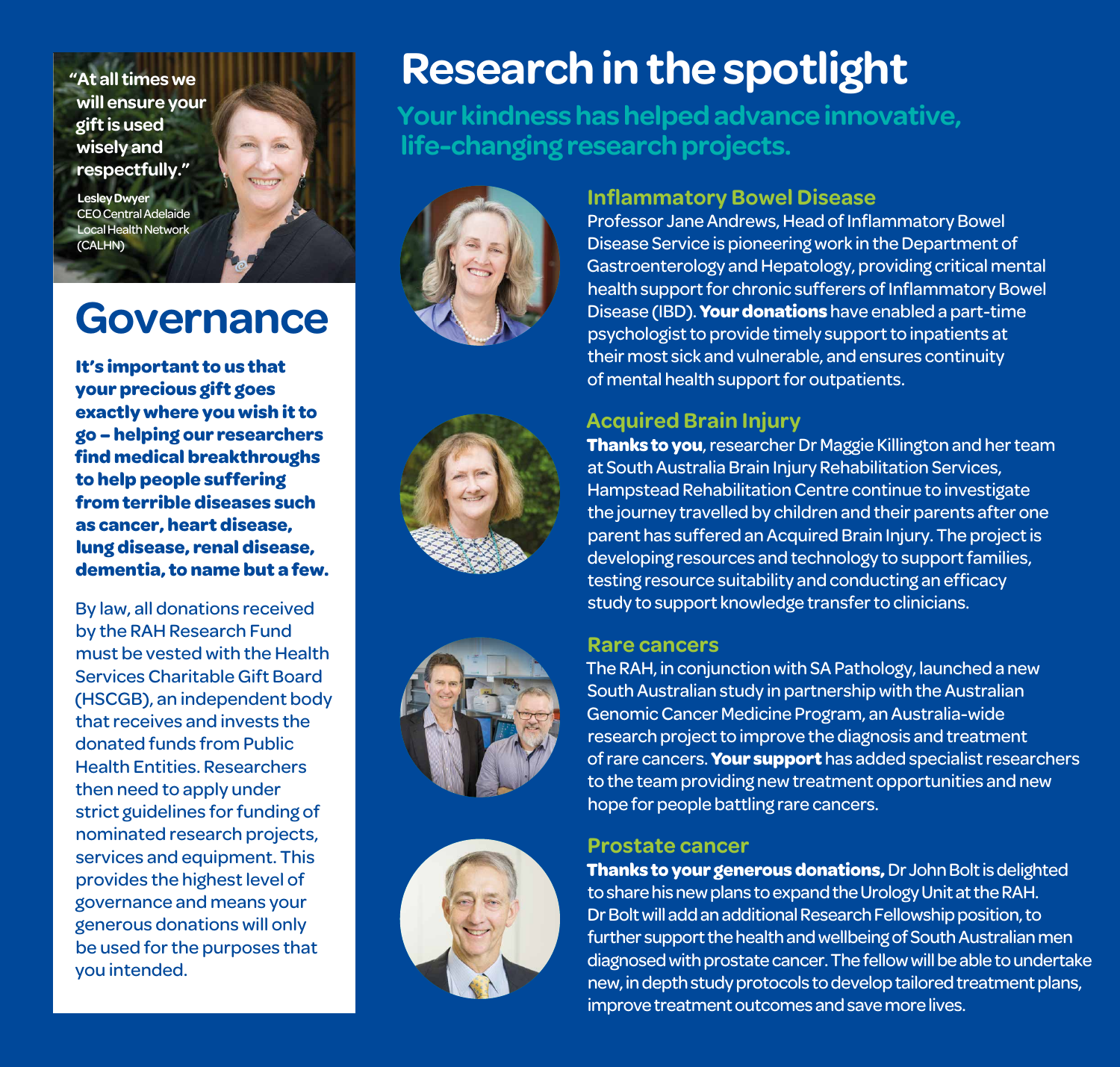> "At all times we will ensure your gift is used wisely and respectfully."
>
> **Lesley Dwyer**
> CEO Central Adelaide Local Health Network (CALHN)

# Governance

**It's important to us that your precious gift goes exactly where you wish it to go – helping our researchers find medical breakthroughs to help people suffering from terrible diseases such as cancer, heart disease, lung disease, renal disease, dementia, to name but a few.**

By law, all donations received by the RAH Research Fund must be vested with the Health Services Charitable Gift Board (HSCGB), an independent body that receives and invests the donated funds from Public Health Entities. Researchers then need to apply under strict guidelines for funding of nominated research projects, services and equipment. This provides the highest level of governance and means your generous donations will only be used for the purposes that you intended.

# Research in the spotlight

## Your kindness has helped advance innovative, life-changing research projects.

### Inflammatory Bowel Disease

Professor Jane Andrews, Head of Inflammatory Bowel Disease Service is pioneering work in the Department of Gastroenterology and Hepatology, providing critical mental health support for chronic sufferers of Inflammatory Bowel Disease (IBD). **Your donations** have enabled a part-time psychologist to provide timely support to inpatients at their most sick and vulnerable, and ensures continuity of mental health support for outpatients.

### Acquired Brain Injury

**Thanks to you**, researcher Dr Maggie Killington and her team at South Australia Brain Injury Rehabilitation Services, Hampstead Rehabilitation Centre continue to investigate the journey travelled by children and their parents after one parent has suffered an Acquired Brain Injury. The project is developing resources and technology to support families, testing resource suitability and conducting an efficacy study to support knowledge transfer to clinicians.

### Rare cancers

The RAH, in conjunction with SA Pathology, launched a new South Australian study in partnership with the Australian Genomic Cancer Medicine Program, an Australia-wide research project to improve the diagnosis and treatment of rare cancers. **Your support** has added specialist researchers to the team providing new treatment opportunities and new hope for people battling rare cancers.

### Prostate cancer

**Thanks to your generous donations,** Dr John Bolt is delighted to share his new plans to expand the Urology Unit at the RAH. Dr Bolt will add an additional Research Fellowship position, to further support the health and wellbeing of South Australian men diagnosed with prostate cancer. The fellow will be able to undertake new, in depth study protocols to develop tailored treatment plans, improve treatment outcomes and save more lives.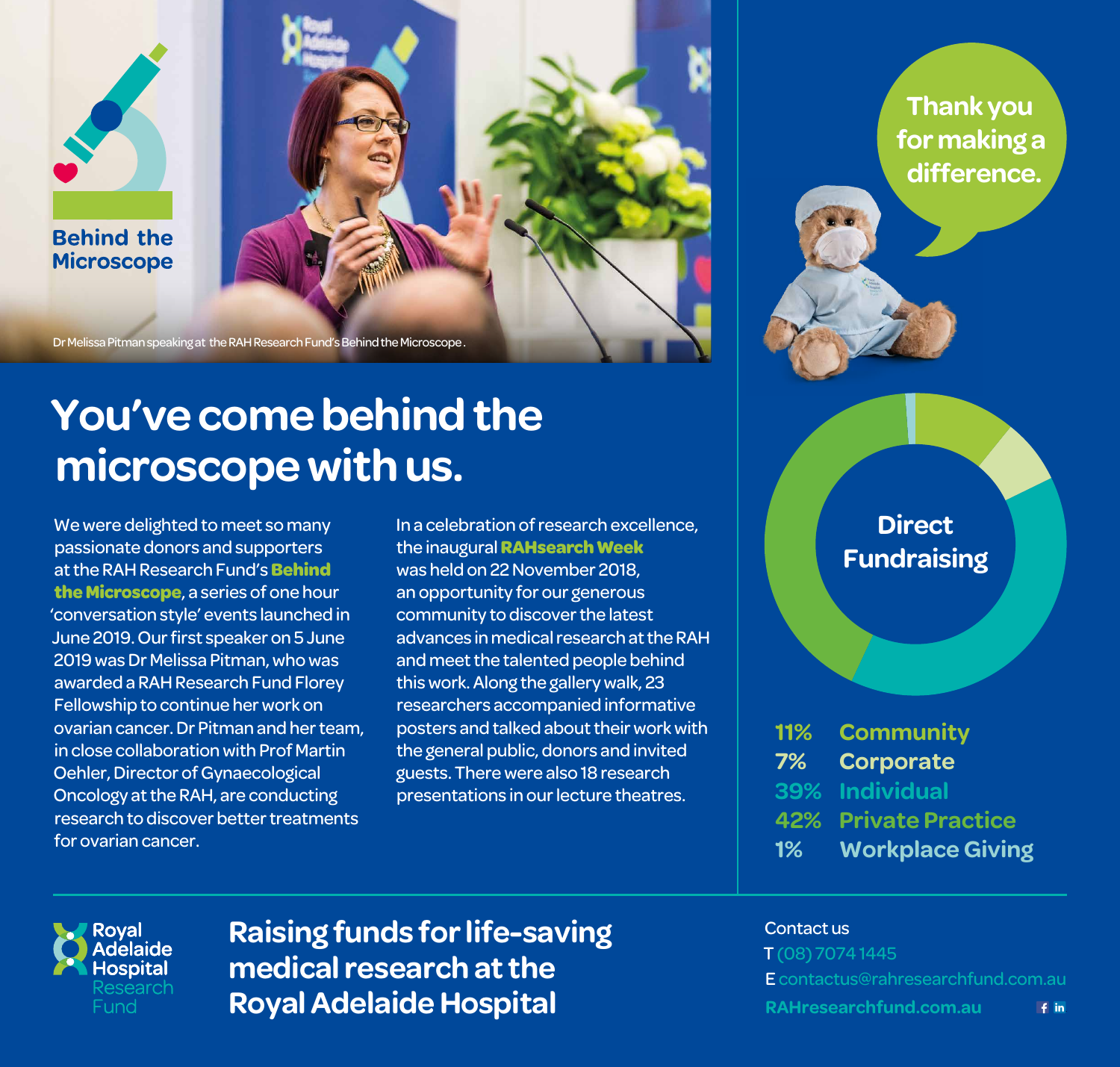Behind the Microscope

Dr Melissa Pitman speaking at the RAH Research Fund's Behind the Microscope.

Thank you for making a difference.

# You've come behind the microscope with us.

We were delighted to meet so many passionate donors and supporters at the RAH Research Fund's **Behind the Microscope**, a series of one hour 'conversation style' events launched in June 2019. Our first speaker on 5 June 2019 was Dr Melissa Pitman, who was awarded a RAH Research Fund Florey Fellowship to continue her work on ovarian cancer. Dr Pitman and her team, in close collaboration with Prof Martin Oehler, Director of Gynaecological Oncology at the RAH, are conducting research to discover better treatments for ovarian cancer.

In a celebration of research excellence, the inaugural **RAHsearch Week** was held on 22 November 2018, an opportunity for our generous community to discover the latest advances in medical research at the RAH and meet the talented people behind this work. Along the gallery walk, 23 researchers accompanied informative posters and talked about their work with the general public, donors and invited guests. There were also 18 research presentations in our lecture theatres.

Direct Fundraising

11% Community
7% Corporate
39% Individual
42% Private Practice
1% Workplace Giving

Royal Adelaide Hospital Research Fund

## Raising funds for life-saving medical research at the Royal Adelaide Hospital

Contact us
T (08) 7074 1445
E contactus@rahresearchfund.com.au
RAHresearchfund.com.au